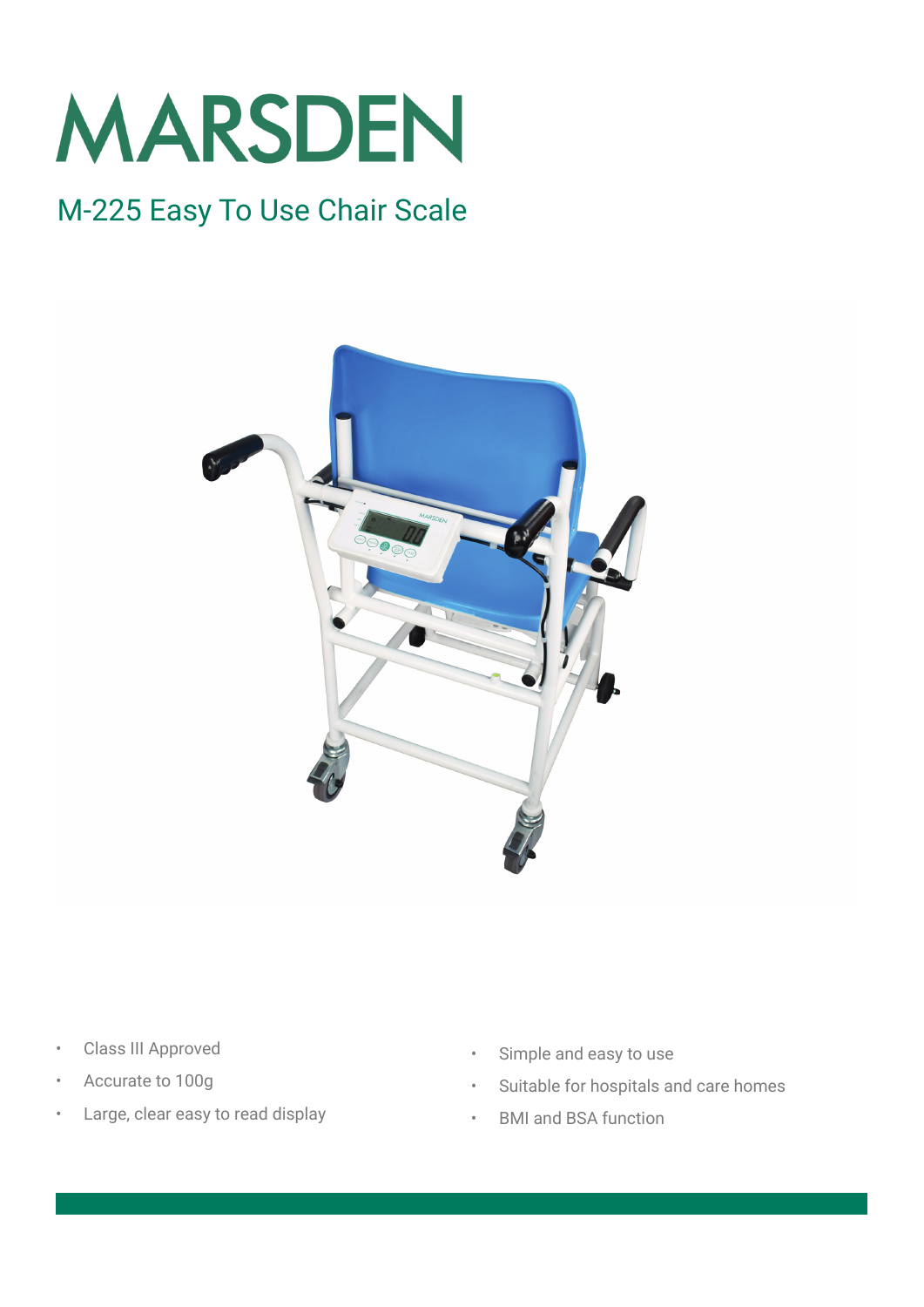# MARSDEN

## M-225 Easy To Use Chair Scale

- Class III Approved
- Accurate to 100g
- Large, clear easy to read display
- Simple and easy to use
- Suitable for hospitals and care homes
- BMI and BSA function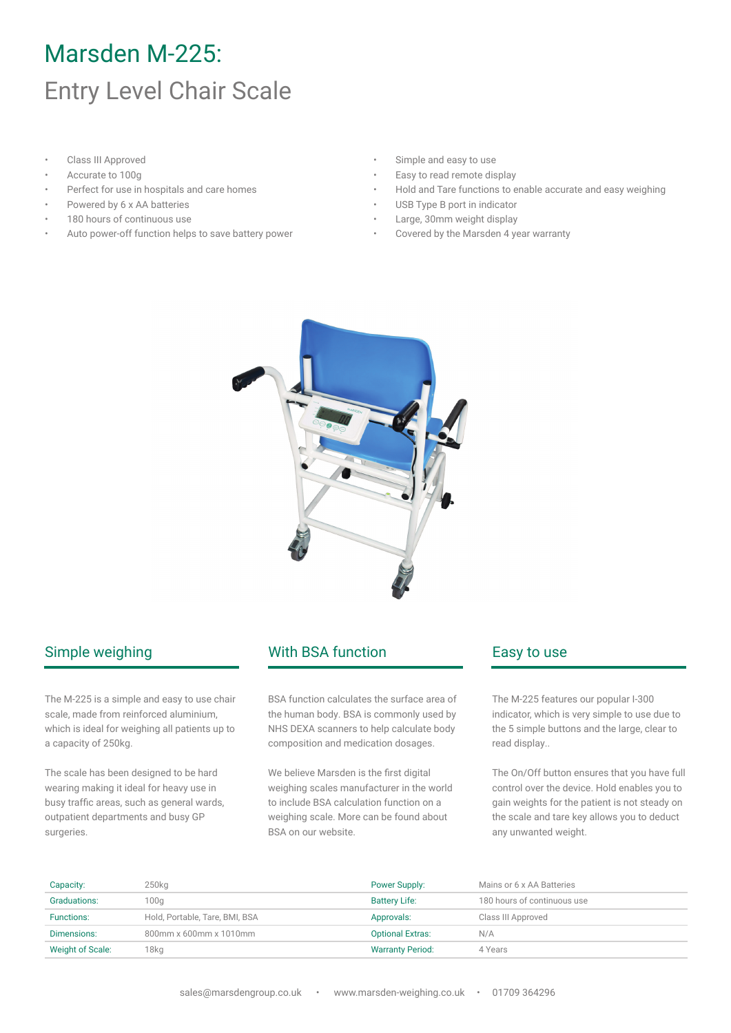# Marsden M-225:

## Entry Level Chair Scale

- Class III Approved
- Accurate to 100g
- Perfect for use in hospitals and care homes
- Powered by 6 x AA batteries
- 180 hours of continuous use
- Auto power-off function helps to save battery power
- Simple and easy to use
- Easy to read remote display
- Hold and Tare functions to enable accurate and easy weighing
- USB Type B port in indicator
- Large, 30mm weight display
- Covered by the Marsden 4 year warranty

### Simple weighing

The M-225 is a simple and easy to use chair scale, made from reinforced aluminium, which is ideal for weighing all patients up to a capacity of 250kg.

The scale has been designed to be hard wearing making it ideal for heavy use in busy traffic areas, such as general wards, outpatient departments and busy GP surgeries.

### With BSA function

BSA function calculates the surface area of the human body. BSA is commonly used by NHS DEXA scanners to help calculate body composition and medication dosages.

We believe Marsden is the first digital weighing scales manufacturer in the world to include BSA calculation function on a weighing scale. More can be found about BSA on our website.

### Easy to use

The M-225 features our popular I-300 indicator, which is very simple to use due to the 5 simple buttons and the large, clear to read display..

The On/Off button ensures that you have full control over the device. Hold enables you to gain weights for the patient is not steady on the scale and tare key allows you to deduct any unwanted weight.

| | | | |
|---|---|---|---|
| Capacity: | 250kg | Power Supply: | Mains or 6 x AA Batteries |
| Graduations: | 100g | Battery Life: | 180 hours of continuous use |
| Functions: | Hold, Portable, Tare, BMI, BSA | Approvals: | Class III Approved |
| Dimensions: | 800mm x 600mm x 1010mm | Optional Extras: | N/A |
| Weight of Scale: | 18kg | Warranty Period: | 4 Years |

sales@marsdengroup.co.uk • www.marsden-weighing.co.uk • 01709 364296